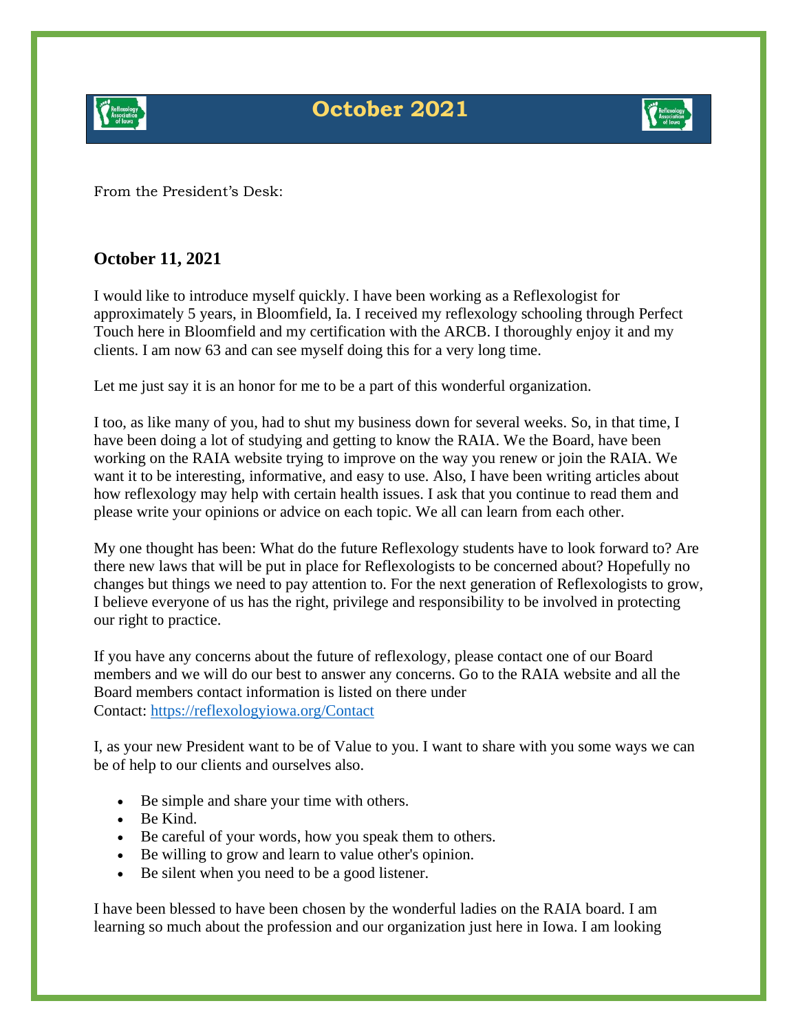# October 2021

From the President's Desk:

### October 11, 2021

I would like to introduce myself quickly. I have been working as a Reflexologist for approximately 5 years, in Bloomfield, Ia. I received my reflexology schooling through Perfect Touch here in Bloomfield and my certification with the ARCB. I thoroughly enjoy it and my clients. I am now 63 and can see myself doing this for a very long time.

Let me just say it is an honor for me to be a part of this wonderful organization.

I too, as like many of you, had to shut my business down for several weeks. So, in that time, I have been doing a lot of studying and getting to know the RAIA. We the Board, have been working on the RAIA website trying to improve on the way you renew or join the RAIA. We want it to be interesting, informative, and easy to use. Also, I have been writing articles about how reflexology may help with certain health issues. I ask that you continue to read them and please write your opinions or advice on each topic. We all can learn from each other.

My one thought has been: What do the future Reflexology students have to look forward to? Are there new laws that will be put in place for Reflexologists to be concerned about? Hopefully no changes but things we need to pay attention to. For the next generation of Reflexologists to grow, I believe everyone of us has the right, privilege and responsibility to be involved in protecting our right to practice.

If you have any concerns about the future of reflexology, please contact one of our Board members and we will do our best to answer any concerns. Go to the RAIA website and all the Board members contact information is listed on there under
Contact: [https://reflexologyiowa.org/Contact](https://reflexologyiowa.org/Contact)

I, as your new President want to be of Value to you. I want to share with you some ways we can be of help to our clients and ourselves also.

- Be simple and share your time with others.
- Be Kind.
- Be careful of your words, how you speak them to others.
- Be willing to grow and learn to value other's opinion.
- Be silent when you need to be a good listener.

I have been blessed to have been chosen by the wonderful ladies on the RAIA board. I am learning so much about the profession and our organization just here in Iowa. I am looking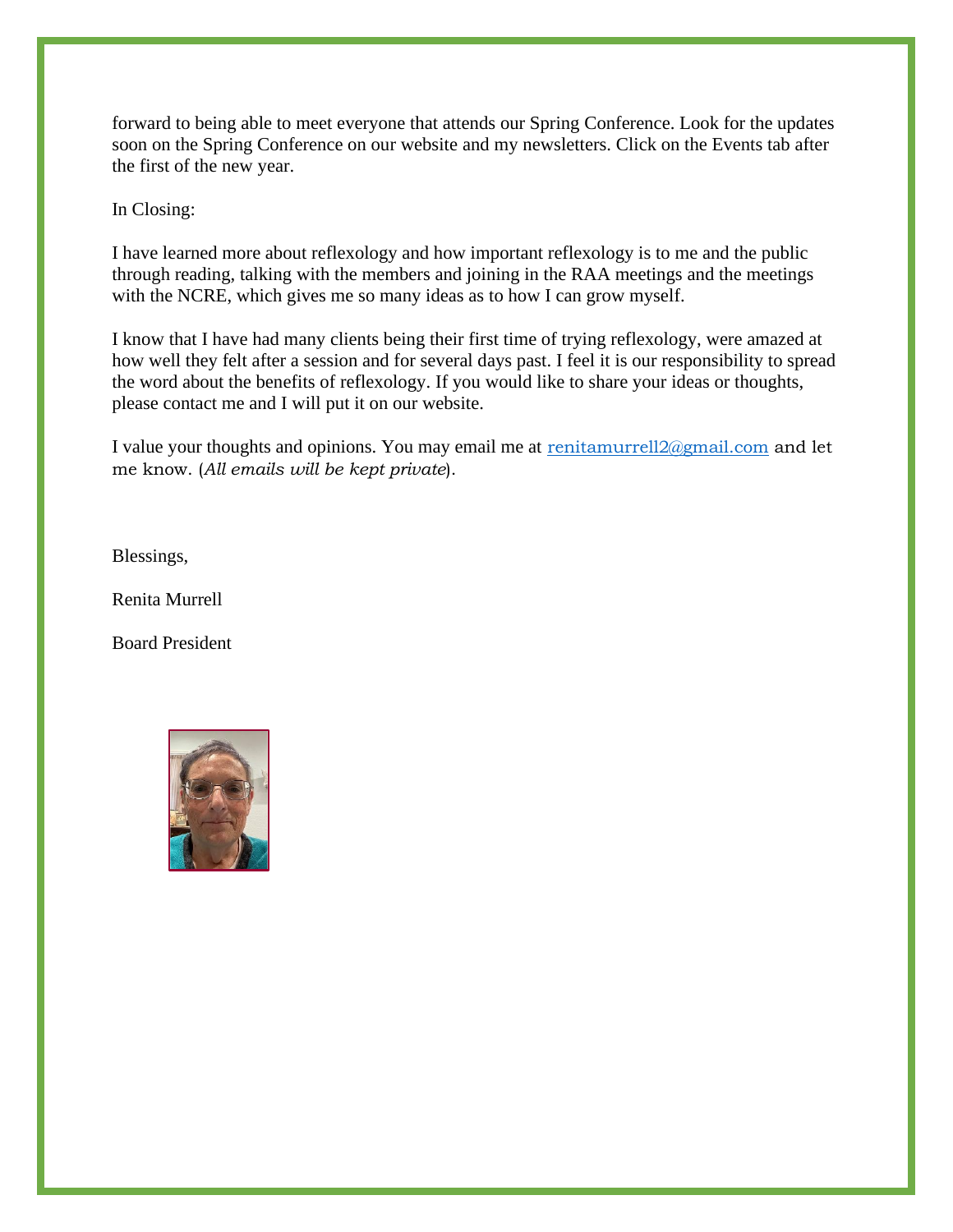forward to being able to meet everyone that attends our Spring Conference. Look for the updates soon on the Spring Conference on our website and my newsletters. Click on the Events tab after the first of the new year.

In Closing:

I have learned more about reflexology and how important reflexology is to me and the public through reading, talking with the members and joining in the RAA meetings and the meetings with the NCRE, which gives me so many ideas as to how I can grow myself.

I know that I have had many clients being their first time of trying reflexology, were amazed at how well they felt after a session and for several days past. I feel it is our responsibility to spread the word about the benefits of reflexology. If you would like to share your ideas or thoughts, please contact me and I will put it on our website.

I value your thoughts and opinions. You may email me at renitamurrell2@gmail.com and let me know. (*All emails will be kept private*).

Blessings,

Renita Murrell

Board President